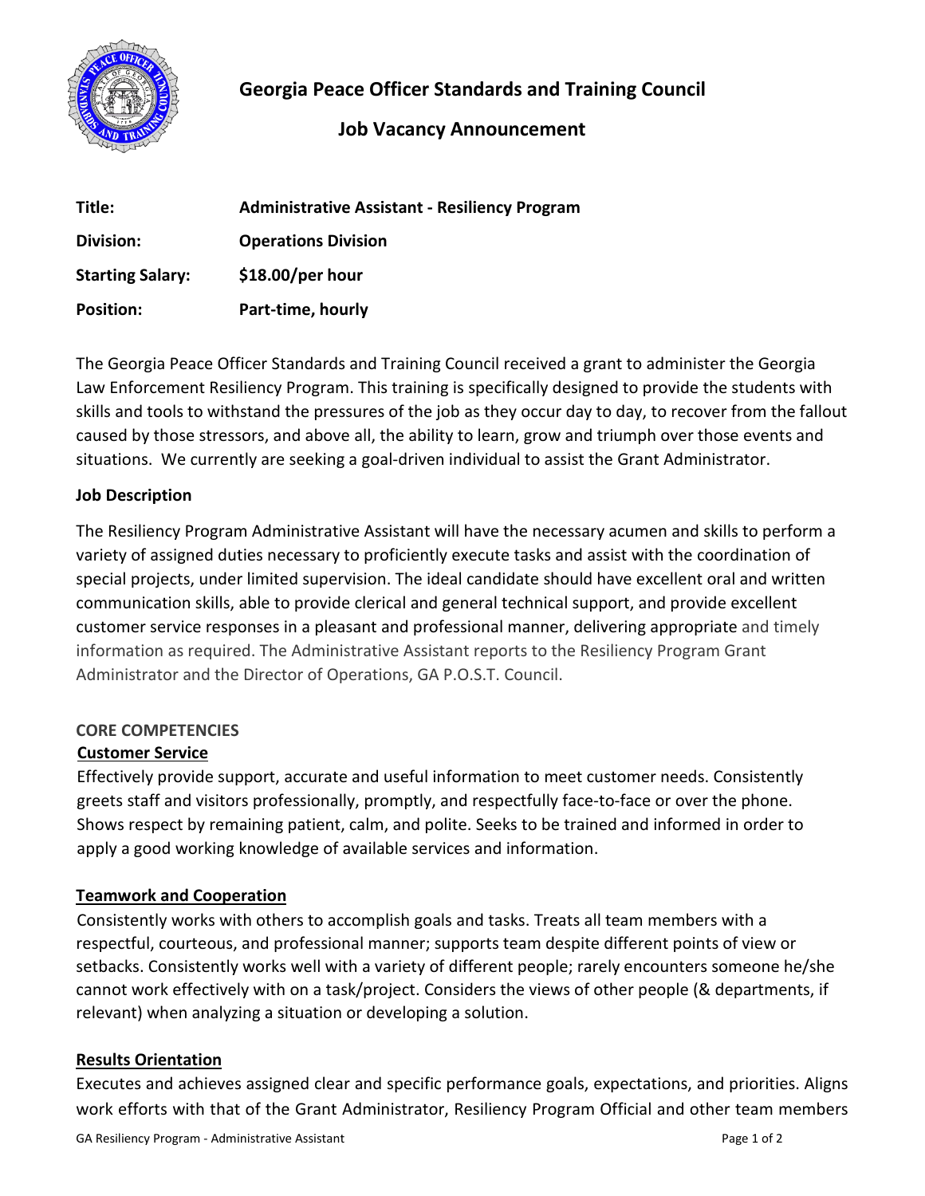# Georgia Peace Officer Standards and Training Council

## Job Vacancy Announcement

| | |
|---|---|
| **Title:** | **Administrative Assistant - Resiliency Program** |
| **Division:** | **Operations Division** |
| **Starting Salary:** | **$18.00/per hour** |
| **Position:** | **Part-time, hourly** |

The Georgia Peace Officer Standards and Training Council received a grant to administer the Georgia Law Enforcement Resiliency Program. This training is specifically designed to provide the students with skills and tools to withstand the pressures of the job as they occur day to day, to recover from the fallout caused by those stressors, and above all, the ability to learn, grow and triumph over those events and situations. We currently are seeking a goal-driven individual to assist the Grant Administrator.

**Job Description**

The Resiliency Program Administrative Assistant will have the necessary acumen and skills to perform a variety of assigned duties necessary to proficiently execute tasks and assist with the coordination of special projects, under limited supervision. The ideal candidate should have excellent oral and written communication skills, able to provide clerical and general technical support, and provide excellent customer service responses in a pleasant and professional manner, delivering appropriate and timely information as required. The Administrative Assistant reports to the Resiliency Program Grant Administrator and the Director of Operations, GA P.O.S.T. Council.

**CORE COMPETENCIES**

**Customer Service**

Effectively provide support, accurate and useful information to meet customer needs. Consistently greets staff and visitors professionally, promptly, and respectfully face-to-face or over the phone. Shows respect by remaining patient, calm, and polite. Seeks to be trained and informed in order to apply a good working knowledge of available services and information.

**Teamwork and Cooperation**

Consistently works with others to accomplish goals and tasks. Treats all team members with a respectful, courteous, and professional manner; supports team despite different points of view or setbacks. Consistently works well with a variety of different people; rarely encounters someone he/she cannot work effectively with on a task/project. Considers the views of other people (& departments, if relevant) when analyzing a situation or developing a solution.

**Results Orientation**

Executes and achieves assigned clear and specific performance goals, expectations, and priorities. Aligns work efforts with that of the Grant Administrator, Resiliency Program Official and other team members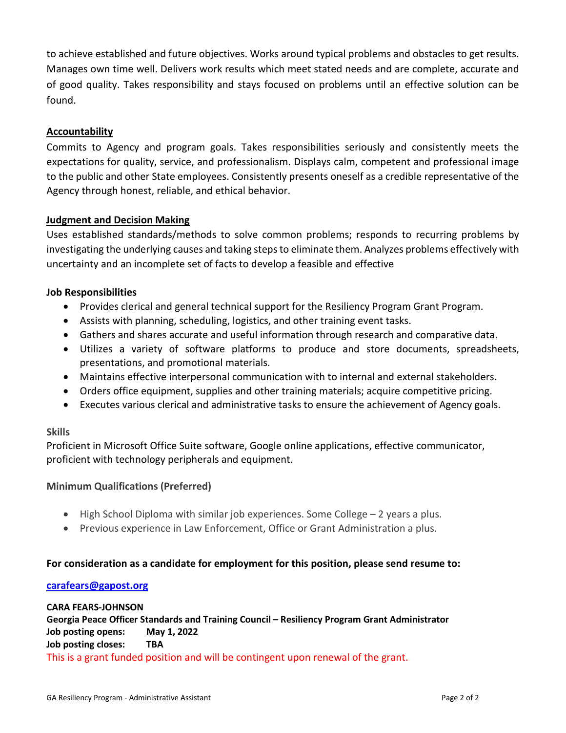to achieve established and future objectives. Works around typical problems and obstacles to get results. Manages own time well. Delivers work results which meet stated needs and are complete, accurate and of good quality. Takes responsibility and stays focused on problems until an effective solution can be found.

**Accountability**

Commits to Agency and program goals. Takes responsibilities seriously and consistently meets the expectations for quality, service, and professionalism. Displays calm, competent and professional image to the public and other State employees. Consistently presents oneself as a credible representative of the Agency through honest, reliable, and ethical behavior.

**Judgment and Decision Making**

Uses established standards/methods to solve common problems; responds to recurring problems by investigating the underlying causes and taking steps to eliminate them. Analyzes problems effectively with uncertainty and an incomplete set of facts to develop a feasible and effective

**Job Responsibilities**

- Provides clerical and general technical support for the Resiliency Program Grant Program.
- Assists with planning, scheduling, logistics, and other training event tasks.
- Gathers and shares accurate and useful information through research and comparative data.
- Utilizes a variety of software platforms to produce and store documents, spreadsheets, presentations, and promotional materials.
- Maintains effective interpersonal communication with to internal and external stakeholders.
- Orders office equipment, supplies and other training materials; acquire competitive pricing.
- Executes various clerical and administrative tasks to ensure the achievement of Agency goals.

**Skills**

Proficient in Microsoft Office Suite software, Google online applications, effective communicator, proficient with technology peripherals and equipment.

**Minimum Qualifications (Preferred)**

- High School Diploma with similar job experiences. Some College – 2 years a plus.
- Previous experience in Law Enforcement, Office or Grant Administration a plus.

**For consideration as a candidate for employment for this position, please send resume to:**

**carafears@gapost.org**

**CARA FEARS-JOHNSON**
**Georgia Peace Officer Standards and Training Council – Resiliency Program Grant Administrator**
**Job posting opens: May 1, 2022**
**Job posting closes: TBA**

This is a grant funded position and will be contingent upon renewal of the grant.